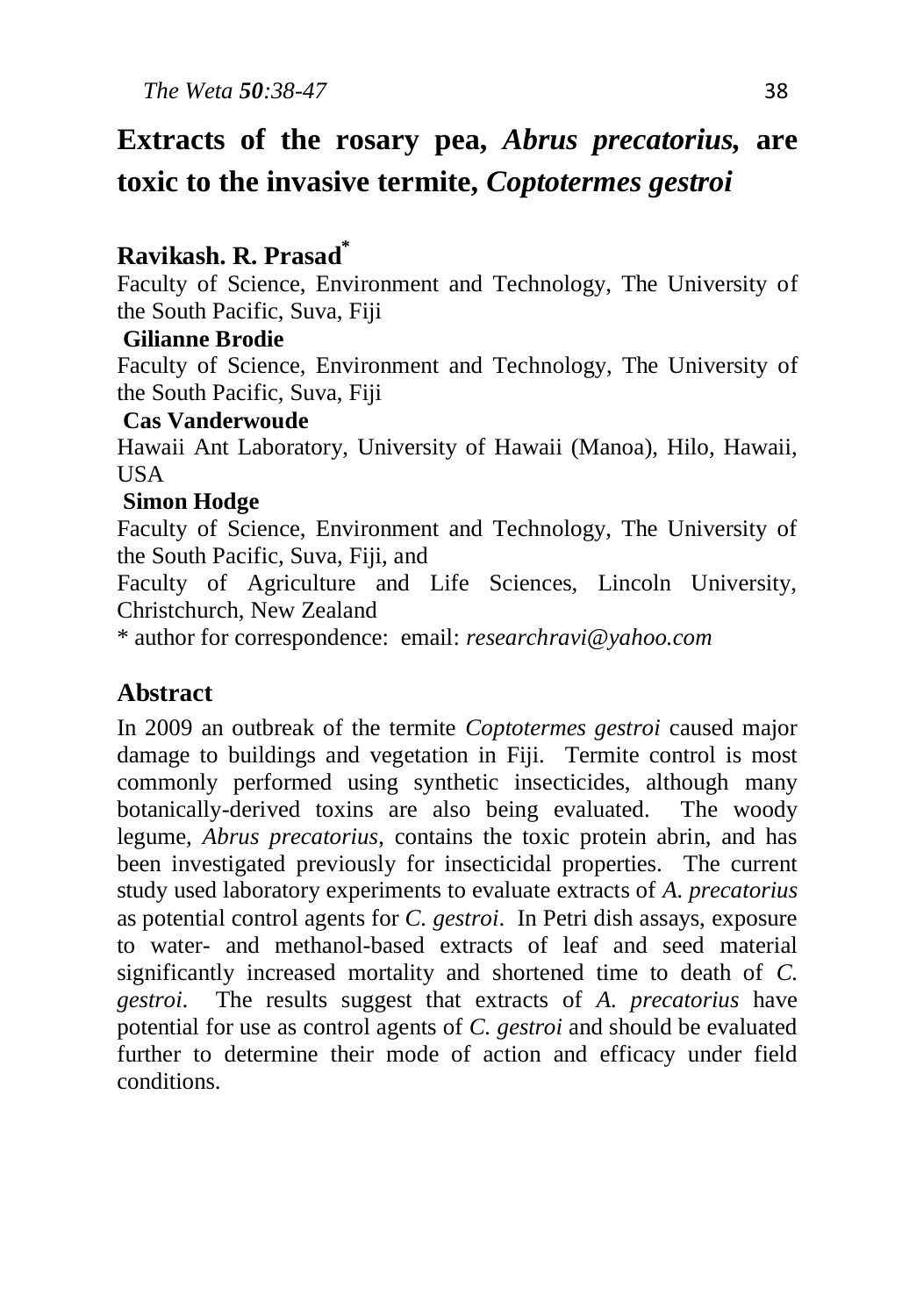# Extracts of the rosary pea, *Abrus precatorius,* are toxic to the invasive termite, *Coptotermes gestroi*

**Ravikash. R. Prasad***

Faculty of Science, Environment and Technology, The University of the South Pacific, Suva, Fiji

**Gilianne Brodie**

Faculty of Science, Environment and Technology, The University of the South Pacific, Suva, Fiji

**Cas Vanderwoude**

Hawaii Ant Laboratory, University of Hawaii (Manoa), Hilo, Hawaii, USA

**Simon Hodge**

Faculty of Science, Environment and Technology, The University of the South Pacific, Suva, Fiji, and

Faculty of Agriculture and Life Sciences, Lincoln University, Christchurch, New Zealand

\* author for correspondence: email: *researchravi@yahoo.com*

## Abstract

In 2009 an outbreak of the termite *Coptotermes gestroi* caused major damage to buildings and vegetation in Fiji. Termite control is most commonly performed using synthetic insecticides, although many botanically-derived toxins are also being evaluated. The woody legume, *Abrus precatorius*, contains the toxic protein abrin, and has been investigated previously for insecticidal properties. The current study used laboratory experiments to evaluate extracts of *A. precatorius* as potential control agents for *C. gestroi*. In Petri dish assays, exposure to water- and methanol-based extracts of leaf and seed material significantly increased mortality and shortened time to death of *C. gestroi*. The results suggest that extracts of *A. precatorius* have potential for use as control agents of *C. gestroi* and should be evaluated further to determine their mode of action and efficacy under field conditions.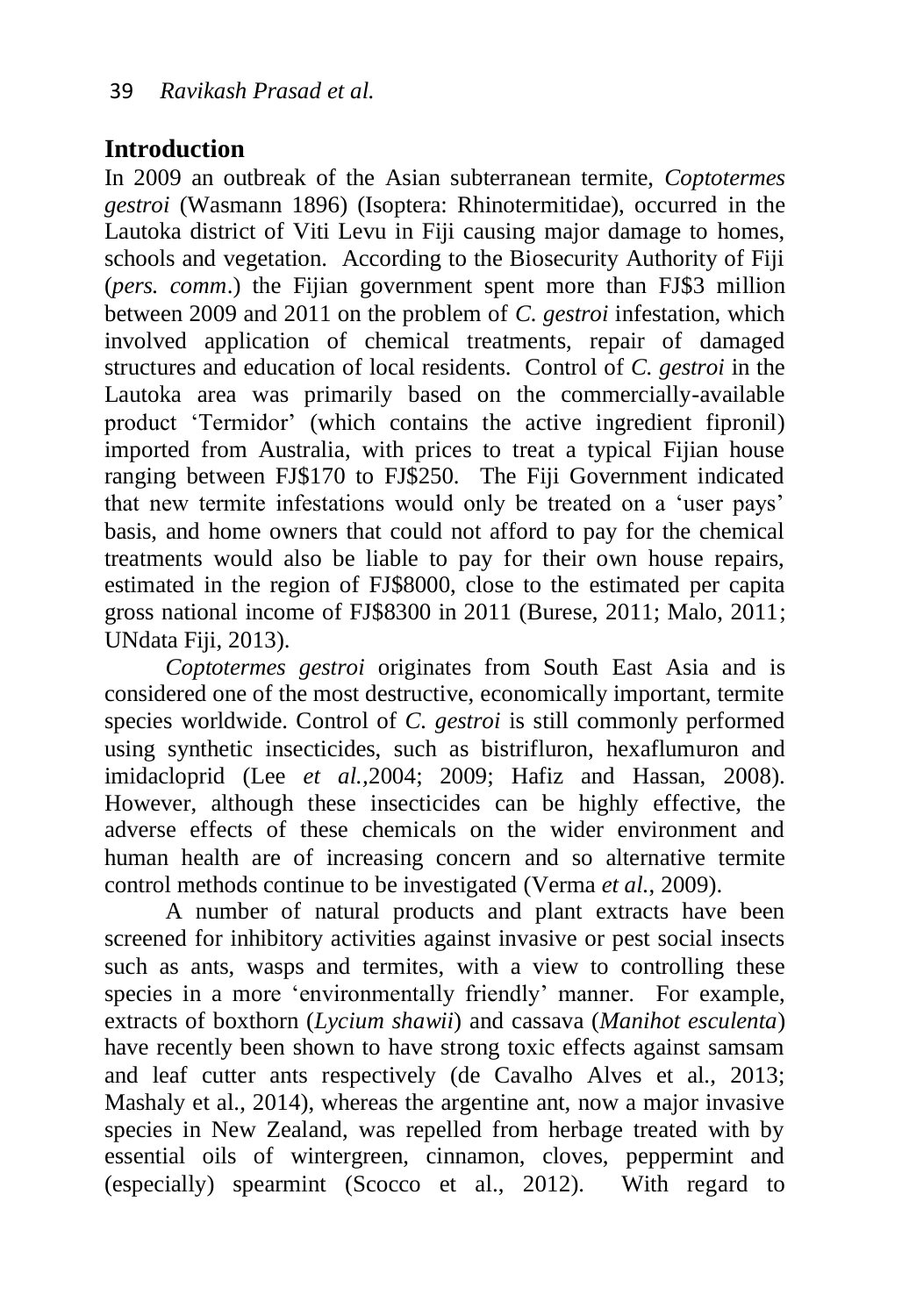## Introduction

In 2009 an outbreak of the Asian subterranean termite, *Coptotermes gestroi* (Wasmann 1896) (Isoptera: Rhinotermitidae), occurred in the Lautoka district of Viti Levu in Fiji causing major damage to homes, schools and vegetation. According to the Biosecurity Authority of Fiji (*pers. comm*.) the Fijian government spent more than FJ$3 million between 2009 and 2011 on the problem of *C. gestroi* infestation, which involved application of chemical treatments, repair of damaged structures and education of local residents. Control of *C. gestroi* in the Lautoka area was primarily based on the commercially-available product 'Termidor' (which contains the active ingredient fipronil) imported from Australia, with prices to treat a typical Fijian house ranging between FJ$170 to FJ$250. The Fiji Government indicated that new termite infestations would only be treated on a 'user pays' basis, and home owners that could not afford to pay for the chemical treatments would also be liable to pay for their own house repairs, estimated in the region of FJ$8000, close to the estimated per capita gross national income of FJ$8300 in 2011 (Burese, 2011; Malo, 2011; UNdata Fiji, 2013).

*Coptotermes gestroi* originates from South East Asia and is considered one of the most destructive, economically important, termite species worldwide. Control of *C. gestroi* is still commonly performed using synthetic insecticides, such as bistrifluron, hexaflumuron and imidacloprid (Lee *et al.*,2004; 2009; Hafiz and Hassan, 2008). However, although these insecticides can be highly effective, the adverse effects of these chemicals on the wider environment and human health are of increasing concern and so alternative termite control methods continue to be investigated (Verma *et al.*, 2009).

A number of natural products and plant extracts have been screened for inhibitory activities against invasive or pest social insects such as ants, wasps and termites, with a view to controlling these species in a more 'environmentally friendly' manner. For example, extracts of boxthorn (*Lycium shawii*) and cassava (*Manihot esculenta*) have recently been shown to have strong toxic effects against samsam and leaf cutter ants respectively (de Cavalho Alves et al., 2013; Mashaly et al., 2014), whereas the argentine ant, now a major invasive species in New Zealand, was repelled from herbage treated with by essential oils of wintergreen, cinnamon, cloves, peppermint and (especially) spearmint (Scocco et al., 2012). With regard to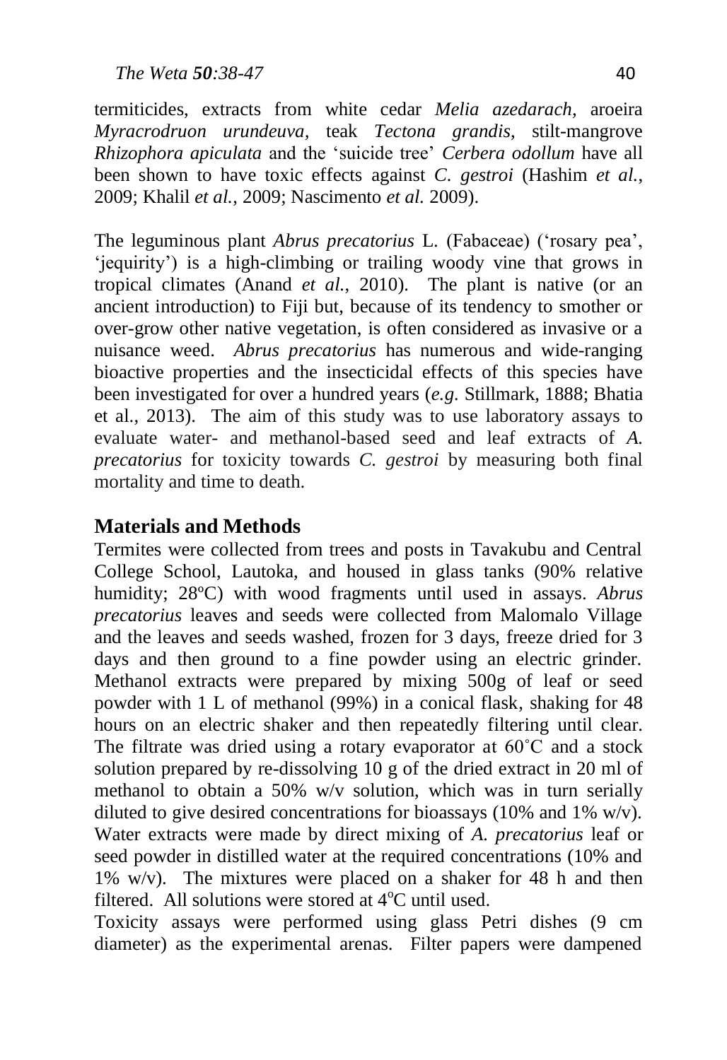termiticides, extracts from white cedar *Melia azedarach*, aroeira *Myracrodruon urundeuva*, teak *Tectona grandis*, stilt-mangrove *Rhizophora apiculata* and the 'suicide tree' *Cerbera odollum* have all been shown to have toxic effects against *C. gestroi* (Hashim *et al.*, 2009; Khalil *et al.*, 2009; Nascimento *et al.* 2009).

The leguminous plant *Abrus precatorius* L. (Fabaceae) ('rosary pea', 'jequirity') is a high-climbing or trailing woody vine that grows in tropical climates (Anand *et al.*, 2010). The plant is native (or an ancient introduction) to Fiji but, because of its tendency to smother or over-grow other native vegetation, is often considered as invasive or a nuisance weed. *Abrus precatorius* has numerous and wide-ranging bioactive properties and the insecticidal effects of this species have been investigated for over a hundred years (*e.g.* Stillmark, 1888; Bhatia et al., 2013). The aim of this study was to use laboratory assays to evaluate water- and methanol-based seed and leaf extracts of *A. precatorius* for toxicity towards *C. gestroi* by measuring both final mortality and time to death.

## Materials and Methods

Termites were collected from trees and posts in Tavakubu and Central College School, Lautoka, and housed in glass tanks (90% relative humidity; 28ºC) with wood fragments until used in assays. *Abrus precatorius* leaves and seeds were collected from Malomalo Village and the leaves and seeds washed, frozen for 3 days, freeze dried for 3 days and then ground to a fine powder using an electric grinder. Methanol extracts were prepared by mixing 500g of leaf or seed powder with 1 L of methanol (99%) in a conical flask, shaking for 48 hours on an electric shaker and then repeatedly filtering until clear. The filtrate was dried using a rotary evaporator at 60˚C and a stock solution prepared by re-dissolving 10 g of the dried extract in 20 ml of methanol to obtain a 50% w/v solution, which was in turn serially diluted to give desired concentrations for bioassays (10% and 1% w/v). Water extracts were made by direct mixing of *A. precatorius* leaf or seed powder in distilled water at the required concentrations (10% and 1% w/v). The mixtures were placed on a shaker for 48 h and then filtered. All solutions were stored at 4°C until used.

Toxicity assays were performed using glass Petri dishes (9 cm diameter) as the experimental arenas. Filter papers were dampened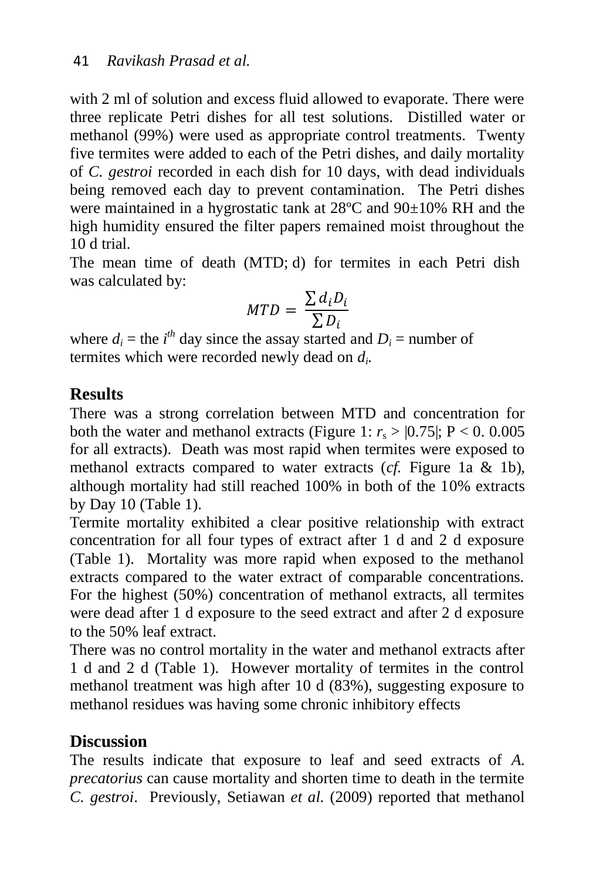with 2 ml of solution and excess fluid allowed to evaporate. There were three replicate Petri dishes for all test solutions. Distilled water or methanol (99%) were used as appropriate control treatments. Twenty five termites were added to each of the Petri dishes, and daily mortality of *C. gestroi* recorded in each dish for 10 days, with dead individuals being removed each day to prevent contamination. The Petri dishes were maintained in a hygrostatic tank at 28ºC and 90±10% RH and the high humidity ensured the filter papers remained moist throughout the 10 d trial.

The mean time of death (MTD; d) for termites in each Petri dish was calculated by:

$$MTD = \frac{\sum d_i D_i}{\sum D_i}$$

where $d_i$ = the $i^{th}$ day since the assay started and $D_i$ = number of termites which were recorded newly dead on $d_i$.

## Results

There was a strong correlation between MTD and concentration for both the water and methanol extracts (Figure 1: $r_s > |0.75|$; P < 0. 0.005 for all extracts). Death was most rapid when termites were exposed to methanol extracts compared to water extracts (*cf.* Figure 1a & 1b), although mortality had still reached 100% in both of the 10% extracts by Day 10 (Table 1).

Termite mortality exhibited a clear positive relationship with extract concentration for all four types of extract after 1 d and 2 d exposure (Table 1). Mortality was more rapid when exposed to the methanol extracts compared to the water extract of comparable concentrations. For the highest (50%) concentration of methanol extracts, all termites were dead after 1 d exposure to the seed extract and after 2 d exposure to the 50% leaf extract.

There was no control mortality in the water and methanol extracts after 1 d and 2 d (Table 1). However mortality of termites in the control methanol treatment was high after 10 d (83%), suggesting exposure to methanol residues was having some chronic inhibitory effects

## Discussion

The results indicate that exposure to leaf and seed extracts of *A. precatorius* can cause mortality and shorten time to death in the termite *C. gestroi*. Previously, Setiawan *et al.* (2009) reported that methanol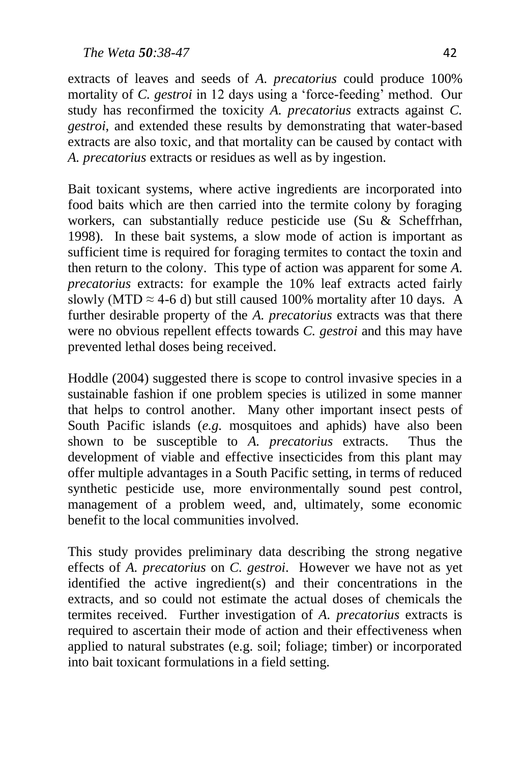extracts of leaves and seeds of *A. precatorius* could produce 100% mortality of *C. gestroi* in 12 days using a 'force-feeding' method. Our study has reconfirmed the toxicity *A. precatorius* extracts against *C. gestroi*, and extended these results by demonstrating that water-based extracts are also toxic, and that mortality can be caused by contact with *A. precatorius* extracts or residues as well as by ingestion.

Bait toxicant systems, where active ingredients are incorporated into food baits which are then carried into the termite colony by foraging workers, can substantially reduce pesticide use (Su & Scheffrhan, 1998). In these bait systems, a slow mode of action is important as sufficient time is required for foraging termites to contact the toxin and then return to the colony. This type of action was apparent for some *A. precatorius* extracts: for example the 10% leaf extracts acted fairly slowly (MTD $\approx$ 4-6 d) but still caused 100% mortality after 10 days. A further desirable property of the *A. precatorius* extracts was that there were no obvious repellent effects towards *C. gestroi* and this may have prevented lethal doses being received.

Hoddle (2004) suggested there is scope to control invasive species in a sustainable fashion if one problem species is utilized in some manner that helps to control another. Many other important insect pests of South Pacific islands (*e.g.* mosquitoes and aphids) have also been shown to be susceptible to *A. precatorius* extracts. Thus the development of viable and effective insecticides from this plant may offer multiple advantages in a South Pacific setting, in terms of reduced synthetic pesticide use, more environmentally sound pest control, management of a problem weed, and, ultimately, some economic benefit to the local communities involved.

This study provides preliminary data describing the strong negative effects of *A. precatorius* on *C. gestroi*. However we have not as yet identified the active ingredient(s) and their concentrations in the extracts, and so could not estimate the actual doses of chemicals the termites received. Further investigation of *A. precatorius* extracts is required to ascertain their mode of action and their effectiveness when applied to natural substrates (e.g. soil; foliage; timber) or incorporated into bait toxicant formulations in a field setting.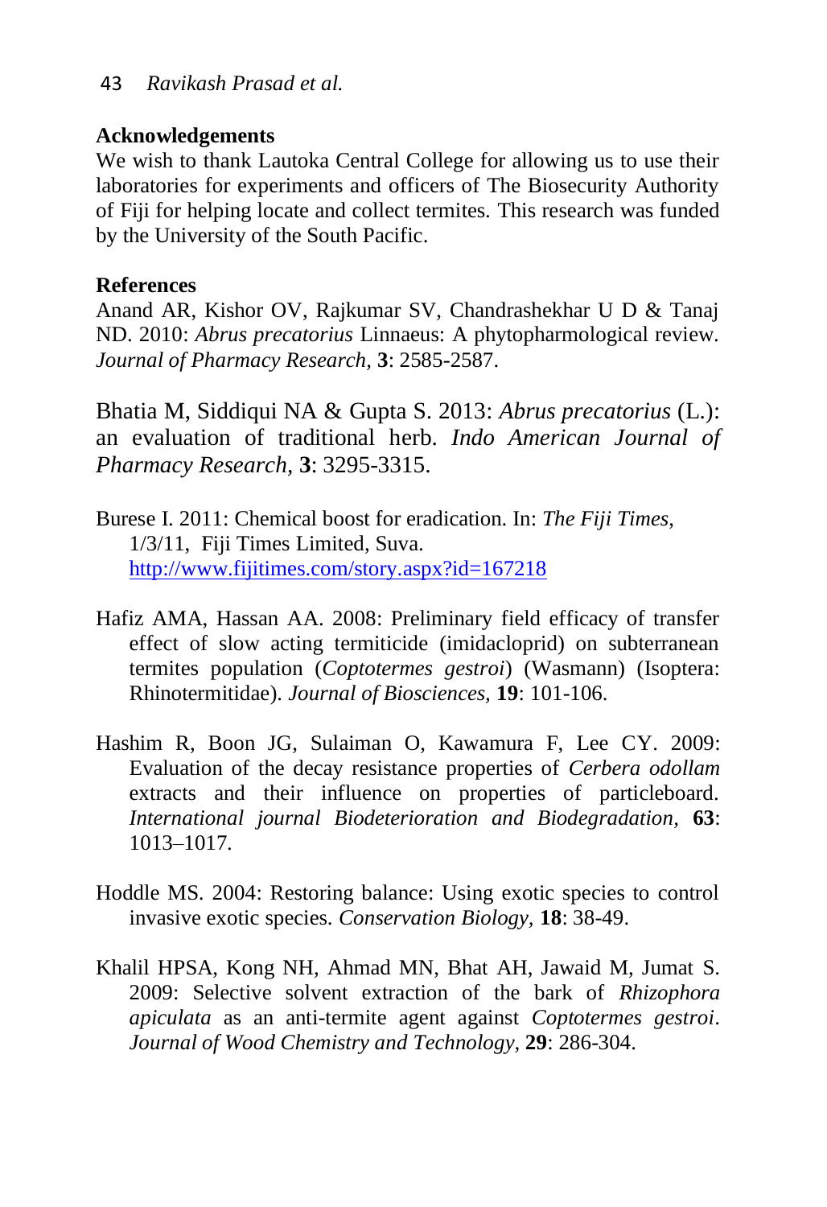## Acknowledgements

We wish to thank Lautoka Central College for allowing us to use their laboratories for experiments and officers of The Biosecurity Authority of Fiji for helping locate and collect termites. This research was funded by the University of the South Pacific.

## References

Anand AR, Kishor OV, Rajkumar SV, Chandrashekhar U D & Tanaj ND. 2010: *Abrus precatorius* Linnaeus: A phytopharmological review. *Journal of Pharmacy Research*, **3**: 2585-2587.

Bhatia M, Siddiqui NA & Gupta S. 2013: *Abrus precatorius* (L.): an evaluation of traditional herb. *Indo American Journal of Pharmacy Research*, **3**: 3295-3315.

Burese I. 2011: Chemical boost for eradication. In: *The Fiji Times*, 1/3/11, Fiji Times Limited, Suva. http://www.fijitimes.com/story.aspx?id=167218

Hafiz AMA, Hassan AA. 2008: Preliminary field efficacy of transfer effect of slow acting termiticide (imidacloprid) on subterranean termites population (*Coptotermes gestroi*) (Wasmann) (Isoptera: Rhinotermitidae). *Journal of Biosciences*, **19**: 101-106.

Hashim R, Boon JG, Sulaiman O, Kawamura F, Lee CY. 2009: Evaluation of the decay resistance properties of *Cerbera odollam* extracts and their influence on properties of particleboard. *International journal Biodeterioration and Biodegradation*, **63**: 1013–1017.

Hoddle MS. 2004: Restoring balance: Using exotic species to control invasive exotic species. *Conservation Biology*, **18**: 38-49.

Khalil HPSA, Kong NH, Ahmad MN, Bhat AH, Jawaid M, Jumat S. 2009: Selective solvent extraction of the bark of *Rhizophora apiculata* as an anti-termite agent against *Coptotermes gestroi*. *Journal of Wood Chemistry and Technology*, **29**: 286-304.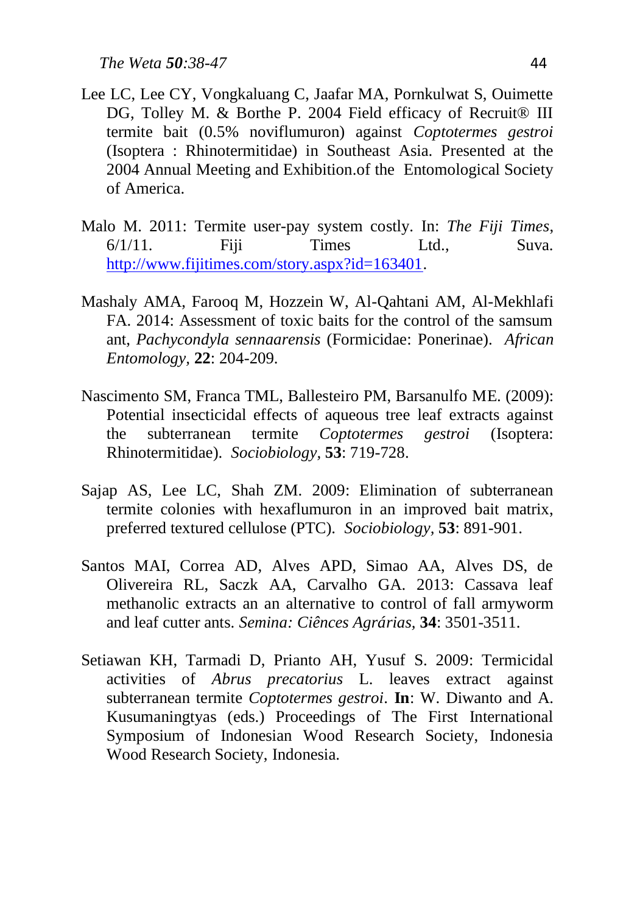Lee LC, Lee CY, Vongkaluang C, Jaafar MA, Pornkulwat S, Ouimette DG, Tolley M. & Borthe P. 2004 Field efficacy of Recruit® III termite bait (0.5% noviflumuron) against *Coptotermes gestroi* (Isoptera : Rhinotermitidae) in Southeast Asia. Presented at the 2004 Annual Meeting and Exhibition.of the Entomological Society of America.

Malo M. 2011: Termite user-pay system costly. In: *The Fiji Times*, 6/1/11. Fiji Times Ltd., Suva. http://www.fijitimes.com/story.aspx?id=163401.

Mashaly AMA, Farooq M, Hozzein W, Al-Qahtani AM, Al-Mekhlafi FA. 2014: Assessment of toxic baits for the control of the samsum ant, *Pachycondyla sennaarensis* (Formicidae: Ponerinae). *African Entomology,* **22**: 204-209.

Nascimento SM, Franca TML, Ballesteiro PM, Barsanulfo ME. (2009): Potential insecticidal effects of aqueous tree leaf extracts against the subterranean termite *Coptotermes gestroi* (Isoptera: Rhinotermitidae). *Sociobiology,* **53**: 719-728.

Sajap AS, Lee LC, Shah ZM. 2009: Elimination of subterranean termite colonies with hexaflumuron in an improved bait matrix, preferred textured cellulose (PTC). *Sociobiology,* **53**: 891-901.

Santos MAI, Correa AD, Alves APD, Simao AA, Alves DS, de Olivereira RL, Saczk AA, Carvalho GA. 2013: Cassava leaf methanolic extracts an an alternative to control of fall armyworm and leaf cutter ants. *Semina: Ciênces Agrárias,* **34**: 3501-3511.

Setiawan KH, Tarmadi D, Prianto AH, Yusuf S. 2009: Termicidal activities of *Abrus precatorius* L. leaves extract against subterranean termite *Coptotermes gestroi*. **In**: W. Diwanto and A. Kusumaningtyas (eds.) Proceedings of The First International Symposium of Indonesian Wood Research Society, Indonesia Wood Research Society, Indonesia.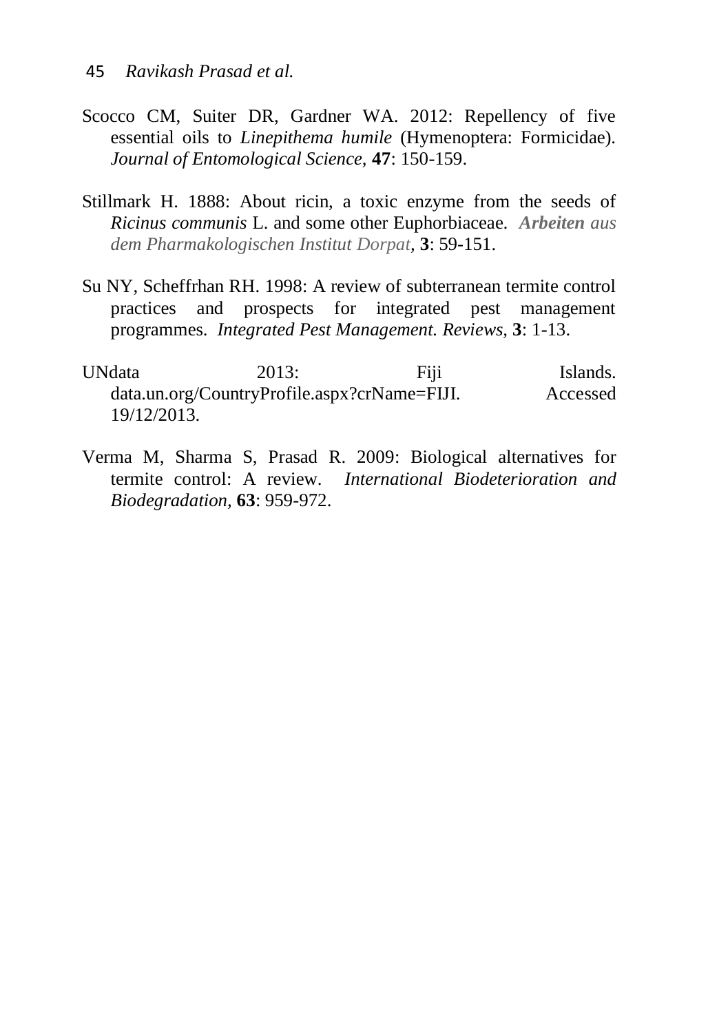Scocco CM, Suiter DR, Gardner WA. 2012: Repellency of five essential oils to *Linepithema humile* (Hymenoptera: Formicidae). *Journal of Entomological Science*, **47**: 150-159.

Stillmark H. 1888: About ricin, a toxic enzyme from the seeds of *Ricinus communis* L. and some other Euphorbiaceae. ***Arbeiten** aus dem Pharmakologischen Institut Dorpat*, **3**: 59-151.

Su NY, Scheffrhan RH. 1998: A review of subterranean termite control practices and prospects for integrated pest management programmes. *Integrated Pest Management. Reviews*, **3**: 1-13.

UNdata 2013: Fiji Islands. data.un.org/CountryProfile.aspx?crName=FIJI. Accessed 19/12/2013.

Verma M, Sharma S, Prasad R. 2009: Biological alternatives for termite control: A review. *International Biodeterioration and Biodegradation*, **63**: 959-972.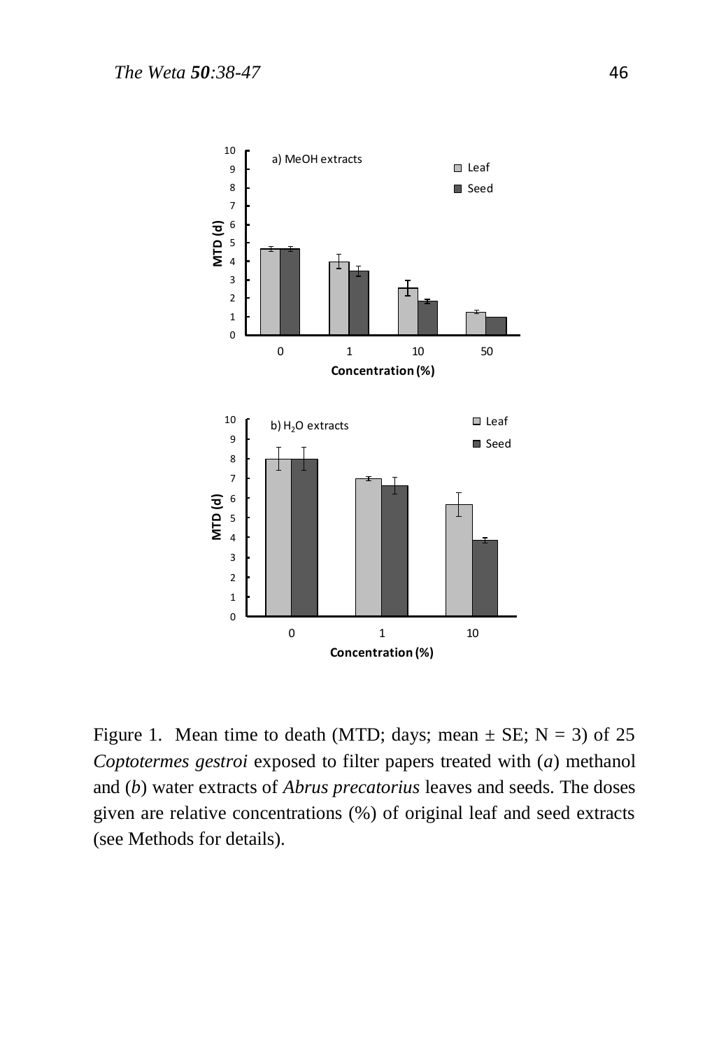Figure 1. Mean time to death (MTD; days; mean ± SE; N = 3) of 25 *Coptotermes gestroi* exposed to filter papers treated with (*a*) methanol and (*b*) water extracts of *Abrus precatorius* leaves and seeds. The doses given are relative concentrations (%) of original leaf and seed extracts (see Methods for details).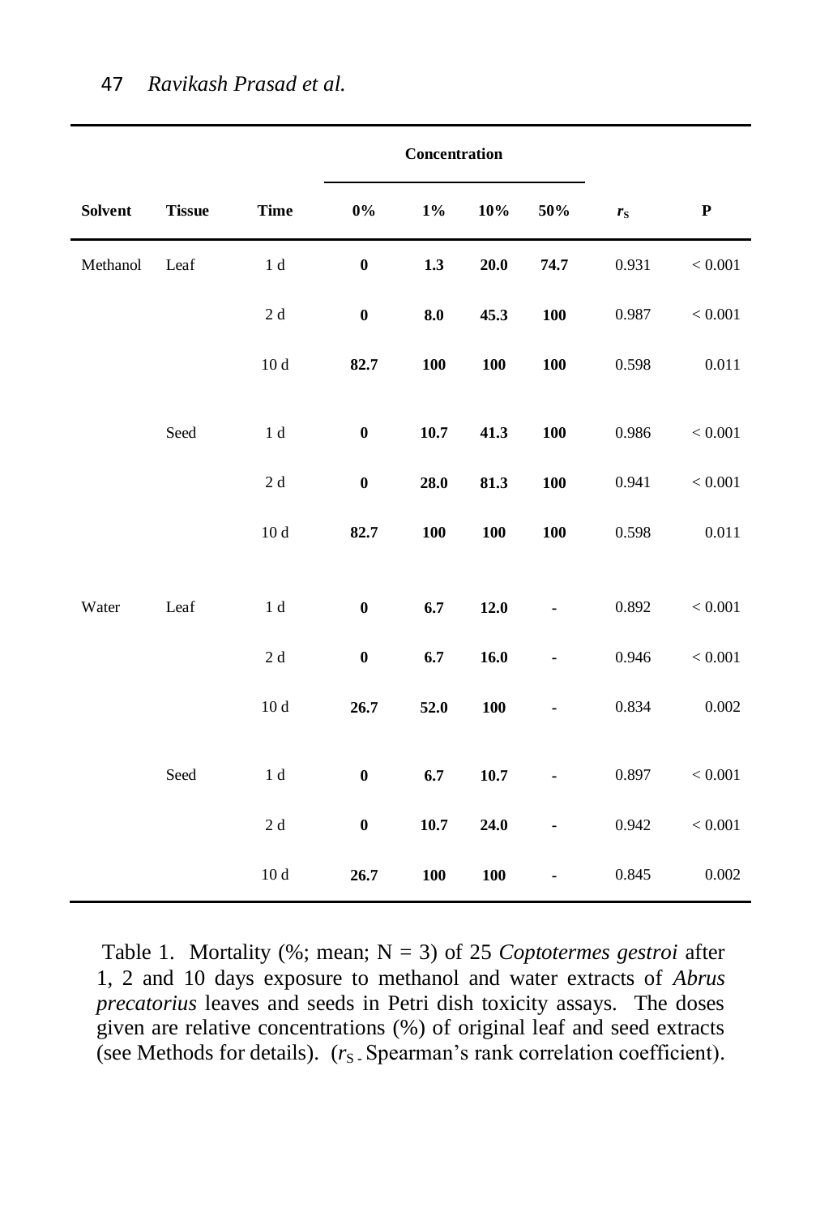| Solvent | Tissue | Time | Concentration | | | | $r_S$ | P |
|---|---|---|---|---|---|---|---|---|
| | | | 0% | 1% | 10% | 50% | | |
| Methanol | Leaf | 1 d | **0** | **1.3** | **20.0** | **74.7** | 0.931 | < 0.001 |
| | | 2 d | **0** | **8.0** | **45.3** | **100** | 0.987 | < 0.001 |
| | | 10 d | **82.7** | **100** | **100** | **100** | 0.598 | 0.011 |
| | Seed | 1 d | **0** | **10.7** | **41.3** | **100** | 0.986 | < 0.001 |
| | | 2 d | **0** | **28.0** | **81.3** | **100** | 0.941 | < 0.001 |
| | | 10 d | **82.7** | **100** | **100** | **100** | 0.598 | 0.011 |
| Water | Leaf | 1 d | **0** | **6.7** | **12.0** | - | 0.892 | < 0.001 |
| | | 2 d | **0** | **6.7** | **16.0** | - | 0.946 | < 0.001 |
| | | 10 d | **26.7** | **52.0** | **100** | - | 0.834 | 0.002 |
| | Seed | 1 d | **0** | **6.7** | **10.7** | - | 0.897 | < 0.001 |
| | | 2 d | **0** | **10.7** | **24.0** | - | 0.942 | < 0.001 |
| | | 10 d | **26.7** | **100** | **100** | - | 0.845 | 0.002 |

Table 1. Mortality (%; mean; N = 3) of 25 *Coptotermes gestroi* after 1, 2 and 10 days exposure to methanol and water extracts of *Abrus precatorius* leaves and seeds in Petri dish toxicity assays. The doses given are relative concentrations (%) of original leaf and seed extracts (see Methods for details). ($r_S$ - Spearman's rank correlation coefficient).